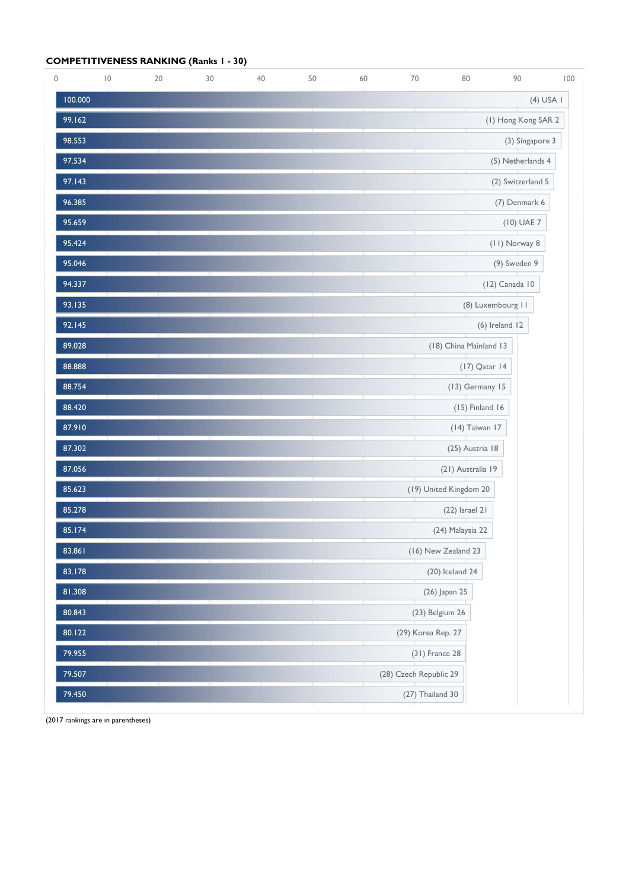**COMPETITIVENESS RANKING (Ranks 1 - 30)**

| Score | Economy (2017 rank) and 2018 rank |
|---|---|
| 100.000 | (4) USA 1 |
| 99.162 | (1) Hong Kong SAR 2 |
| 98.553 | (3) Singapore 3 |
| 97.534 | (5) Netherlands 4 |
| 97.143 | (2) Switzerland 5 |
| 96.385 | (7) Denmark 6 |
| 95.659 | (10) UAE 7 |
| 95.424 | (11) Norway 8 |
| 95.046 | (9) Sweden 9 |
| 94.337 | (12) Canada 10 |
| 93.135 | (8) Luxembourg 11 |
| 92.145 | (6) Ireland 12 |
| 89.028 | (18) China Mainland 13 |
| 88.888 | (17) Qatar 14 |
| 88.754 | (13) Germany 15 |
| 88.420 | (15) Finland 16 |
| 87.910 | (14) Taiwan 17 |
| 87.302 | (25) Austria 18 |
| 87.056 | (21) Australia 19 |
| 85.623 | (19) United Kingdom 20 |
| 85.278 | (22) Israel 21 |
| 85.174 | (24) Malaysia 22 |
| 83.861 | (16) New Zealand 23 |
| 83.178 | (20) Iceland 24 |
| 81.308 | (26) Japan 25 |
| 80.843 | (23) Belgium 26 |
| 80.122 | (29) Korea Rep. 27 |
| 79.955 | (31) France 28 |
| 79.507 | (28) Czech Republic 29 |
| 79.450 | (27) Thailand 30 |

(2017 rankings are in parentheses)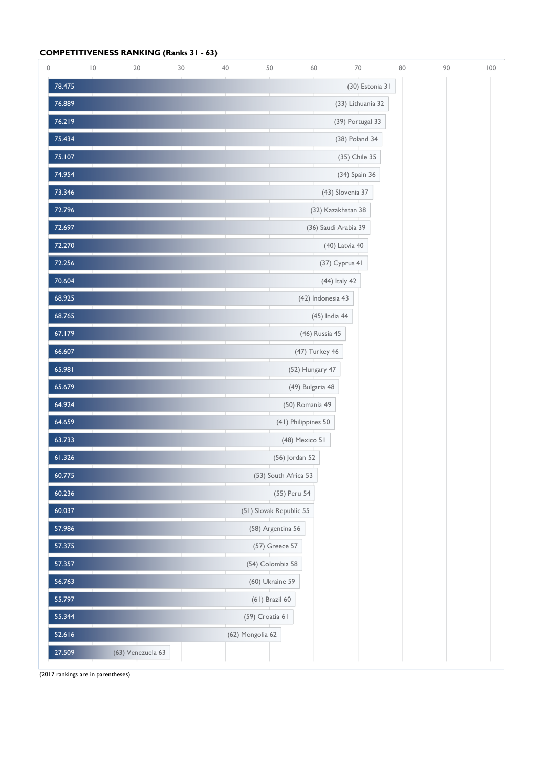**COMPETITIVENESS RANKING (Ranks 31 - 63)**

| Score | Country (2017 rank) 2018 rank |
|---|---|
| 78.475 | (30) Estonia 31 |
| 76.889 | (33) Lithuania 32 |
| 76.219 | (39) Portugal 33 |
| 75.434 | (38) Poland 34 |
| 75.107 | (35) Chile 35 |
| 74.954 | (34) Spain 36 |
| 73.346 | (43) Slovenia 37 |
| 72.796 | (32) Kazakhstan 38 |
| 72.697 | (36) Saudi Arabia 39 |
| 72.270 | (40) Latvia 40 |
| 72.256 | (37) Cyprus 41 |
| 70.604 | (44) Italy 42 |
| 68.925 | (42) Indonesia 43 |
| 68.765 | (45) India 44 |
| 67.179 | (46) Russia 45 |
| 66.607 | (47) Turkey 46 |
| 65.981 | (52) Hungary 47 |
| 65.679 | (49) Bulgaria 48 |
| 64.924 | (50) Romania 49 |
| 64.659 | (41) Philippines 50 |
| 63.733 | (48) Mexico 51 |
| 61.326 | (56) Jordan 52 |
| 60.775 | (53) South Africa 53 |
| 60.236 | (55) Peru 54 |
| 60.037 | (51) Slovak Republic 55 |
| 57.986 | (58) Argentina 56 |
| 57.375 | (57) Greece 57 |
| 57.357 | (54) Colombia 58 |
| 56.763 | (60) Ukraine 59 |
| 55.797 | (61) Brazil 60 |
| 55.344 | (59) Croatia 61 |
| 52.616 | (62) Mongolia 62 |
| 27.509 | (63) Venezuela 63 |

(2017 rankings are in parentheses)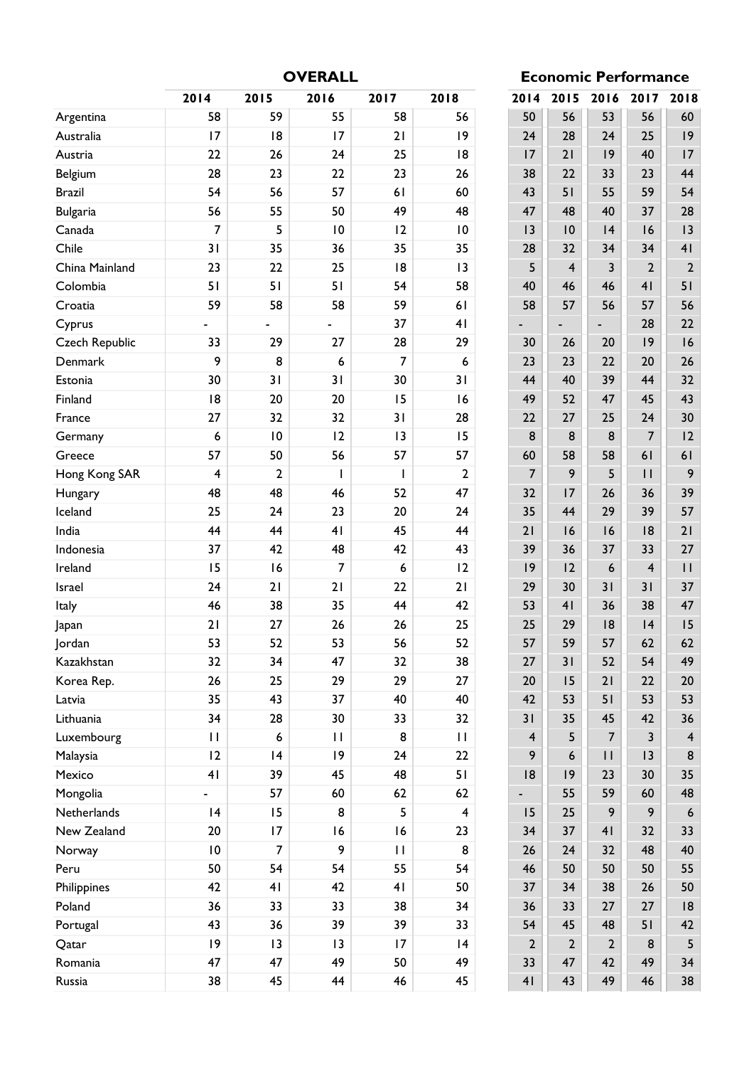| | OVERALL | | | | | Economic Performance | | | | |
|---|---|---|---|---|---|---|---|---|---|---|
| | 2014 | 2015 | 2016 | 2017 | 2018 | 2014 | 2015 | 2016 | 2017 | 2018 |
| Argentina | 58 | 59 | 55 | 58 | 56 | 50 | 56 | 53 | 56 | 60 |
| Australia | 17 | 18 | 17 | 21 | 19 | 24 | 28 | 24 | 25 | 19 |
| Austria | 22 | 26 | 24 | 25 | 18 | 17 | 21 | 19 | 40 | 17 |
| Belgium | 28 | 23 | 22 | 23 | 26 | 38 | 22 | 33 | 23 | 44 |
| Brazil | 54 | 56 | 57 | 61 | 60 | 43 | 51 | 55 | 59 | 54 |
| Bulgaria | 56 | 55 | 50 | 49 | 48 | 47 | 48 | 40 | 37 | 28 |
| Canada | 7 | 5 | 10 | 12 | 10 | 13 | 10 | 14 | 16 | 13 |
| Chile | 31 | 35 | 36 | 35 | 35 | 28 | 32 | 34 | 34 | 41 |
| China Mainland | 23 | 22 | 25 | 18 | 13 | 5 | 4 | 3 | 2 | 2 |
| Colombia | 51 | 51 | 51 | 54 | 58 | 40 | 46 | 46 | 41 | 51 |
| Croatia | 59 | 58 | 58 | 59 | 61 | 58 | 57 | 56 | 57 | 56 |
| Cyprus | - | - | - | 37 | 41 | - | - | - | 28 | 22 |
| Czech Republic | 33 | 29 | 27 | 28 | 29 | 30 | 26 | 20 | 19 | 16 |
| Denmark | 9 | 8 | 6 | 7 | 6 | 23 | 23 | 22 | 20 | 26 |
| Estonia | 30 | 31 | 31 | 30 | 31 | 44 | 40 | 39 | 44 | 32 |
| Finland | 18 | 20 | 20 | 15 | 16 | 49 | 52 | 47 | 45 | 43 |
| France | 27 | 32 | 32 | 31 | 28 | 22 | 27 | 25 | 24 | 30 |
| Germany | 6 | 10 | 12 | 13 | 15 | 8 | 8 | 8 | 7 | 12 |
| Greece | 57 | 50 | 56 | 57 | 57 | 60 | 58 | 58 | 61 | 61 |
| Hong Kong SAR | 4 | 2 | 1 | 1 | 2 | 7 | 9 | 5 | 11 | 9 |
| Hungary | 48 | 48 | 46 | 52 | 47 | 32 | 17 | 26 | 36 | 39 |
| Iceland | 25 | 24 | 23 | 20 | 24 | 35 | 44 | 29 | 39 | 57 |
| India | 44 | 44 | 41 | 45 | 44 | 21 | 16 | 16 | 18 | 21 |
| Indonesia | 37 | 42 | 48 | 42 | 43 | 39 | 36 | 37 | 33 | 27 |
| Ireland | 15 | 16 | 7 | 6 | 12 | 19 | 12 | 6 | 4 | 11 |
| Israel | 24 | 21 | 21 | 22 | 21 | 29 | 30 | 31 | 31 | 37 |
| Italy | 46 | 38 | 35 | 44 | 42 | 53 | 41 | 36 | 38 | 47 |
| Japan | 21 | 27 | 26 | 26 | 25 | 25 | 29 | 18 | 14 | 15 |
| Jordan | 53 | 52 | 53 | 56 | 52 | 57 | 59 | 57 | 62 | 62 |
| Kazakhstan | 32 | 34 | 47 | 32 | 38 | 27 | 31 | 52 | 54 | 49 |
| Korea Rep. | 26 | 25 | 29 | 29 | 27 | 20 | 15 | 21 | 22 | 20 |
| Latvia | 35 | 43 | 37 | 40 | 40 | 42 | 53 | 51 | 53 | 53 |
| Lithuania | 34 | 28 | 30 | 33 | 32 | 31 | 35 | 45 | 42 | 36 |
| Luxembourg | 11 | 6 | 11 | 8 | 11 | 4 | 5 | 7 | 3 | 4 |
| Malaysia | 12 | 14 | 19 | 24 | 22 | 9 | 6 | 11 | 13 | 8 |
| Mexico | 41 | 39 | 45 | 48 | 51 | 18 | 19 | 23 | 30 | 35 |
| Mongolia | - | 57 | 60 | 62 | 62 | - | 55 | 59 | 60 | 48 |
| Netherlands | 14 | 15 | 8 | 5 | 4 | 15 | 25 | 9 | 9 | 6 |
| New Zealand | 20 | 17 | 16 | 16 | 23 | 34 | 37 | 41 | 32 | 33 |
| Norway | 10 | 7 | 9 | 11 | 8 | 26 | 24 | 32 | 48 | 40 |
| Peru | 50 | 54 | 54 | 55 | 54 | 46 | 50 | 50 | 50 | 55 |
| Philippines | 42 | 41 | 42 | 41 | 50 | 37 | 34 | 38 | 26 | 50 |
| Poland | 36 | 33 | 33 | 38 | 34 | 36 | 33 | 27 | 27 | 18 |
| Portugal | 43 | 36 | 39 | 39 | 33 | 54 | 45 | 48 | 51 | 42 |
| Qatar | 19 | 13 | 13 | 17 | 14 | 2 | 2 | 2 | 8 | 5 |
| Romania | 47 | 47 | 49 | 50 | 49 | 33 | 47 | 42 | 49 | 34 |
| Russia | 38 | 45 | 44 | 46 | 45 | 41 | 43 | 49 | 46 | 38 |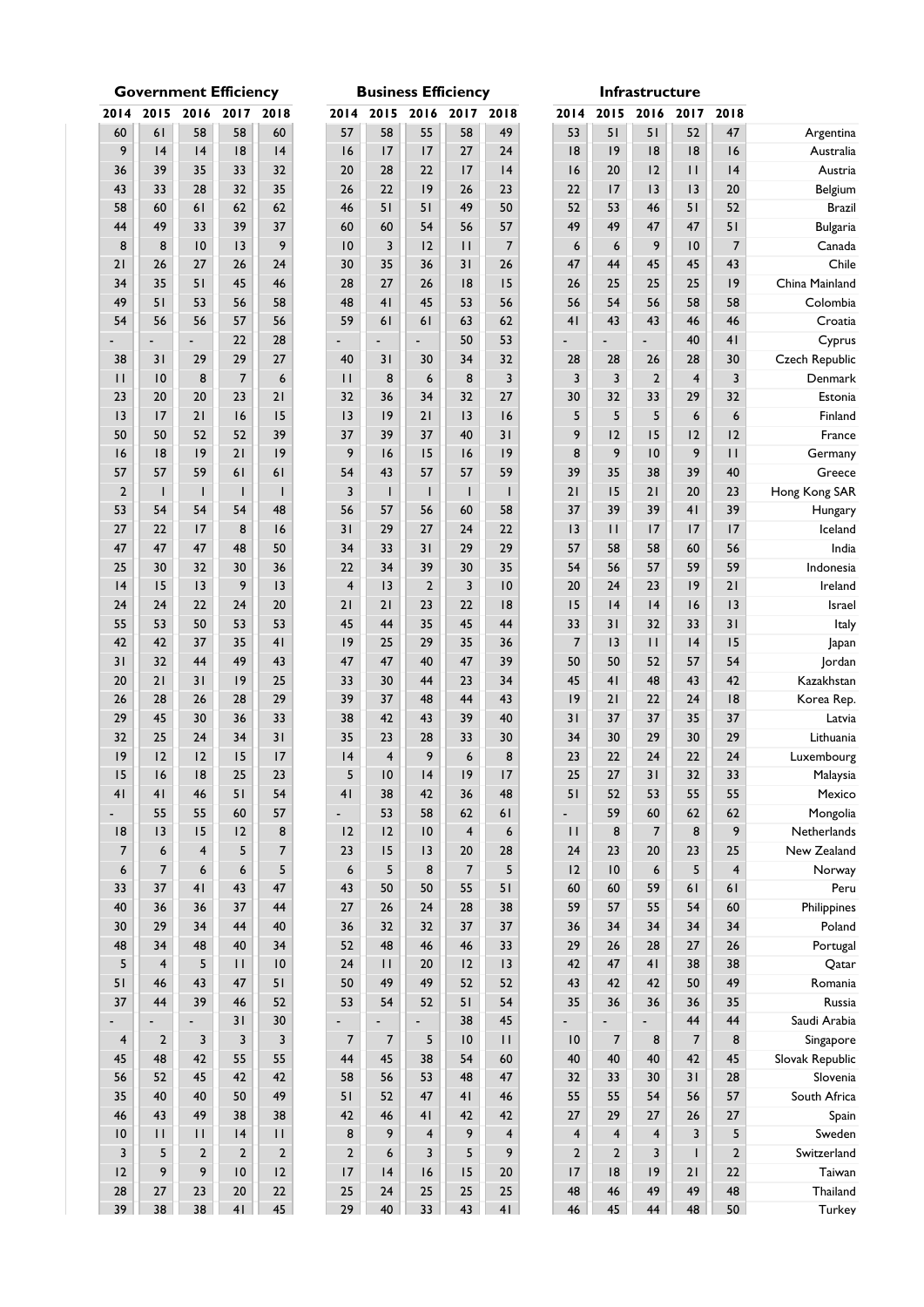| Government Efficiency | | | | | Business Efficiency | | | | | Infrastructure | | | | | |
|---|---|---|---|---|---|---|---|---|---|---|---|---|---|---|---|
| 2014 | 2015 | 2016 | 2017 | 2018 | 2014 | 2015 | 2016 | 2017 | 2018 | 2014 | 2015 | 2016 | 2017 | 2018 | |
| 60 | 61 | 58 | 58 | 60 | 57 | 58 | 55 | 58 | 49 | 53 | 51 | 51 | 52 | 47 | Argentina |
| 9 | 14 | 14 | 18 | 14 | 16 | 17 | 17 | 27 | 24 | 18 | 19 | 18 | 18 | 16 | Australia |
| 36 | 39 | 35 | 33 | 32 | 20 | 28 | 22 | 17 | 14 | 16 | 20 | 12 | 11 | 14 | Austria |
| 43 | 33 | 28 | 32 | 35 | 26 | 22 | 19 | 26 | 23 | 22 | 17 | 13 | 13 | 20 | Belgium |
| 58 | 60 | 61 | 62 | 62 | 46 | 51 | 51 | 49 | 50 | 52 | 53 | 46 | 51 | 52 | Brazil |
| 44 | 49 | 33 | 39 | 37 | 60 | 60 | 54 | 56 | 57 | 49 | 49 | 47 | 47 | 51 | Bulgaria |
| 8 | 8 | 10 | 13 | 9 | 10 | 3 | 12 | 11 | 7 | 6 | 6 | 9 | 10 | 7 | Canada |
| 21 | 26 | 27 | 26 | 24 | 30 | 35 | 36 | 31 | 26 | 47 | 44 | 45 | 45 | 43 | Chile |
| 34 | 35 | 51 | 45 | 46 | 28 | 27 | 26 | 18 | 15 | 26 | 25 | 25 | 25 | 19 | China Mainland |
| 49 | 51 | 53 | 56 | 58 | 48 | 41 | 45 | 53 | 56 | 56 | 54 | 56 | 58 | 58 | Colombia |
| 54 | 56 | 56 | 57 | 56 | 59 | 61 | 61 | 63 | 62 | 41 | 43 | 43 | 46 | 46 | Croatia |
| - | - | - | 22 | 28 | - | - | - | 50 | 53 | - | - | - | 40 | 41 | Cyprus |
| 38 | 31 | 29 | 29 | 27 | 40 | 31 | 30 | 34 | 32 | 28 | 28 | 26 | 28 | 30 | Czech Republic |
| 11 | 10 | 8 | 7 | 6 | 11 | 8 | 6 | 8 | 3 | 3 | 3 | 2 | 4 | 3 | Denmark |
| 23 | 20 | 20 | 23 | 21 | 32 | 36 | 34 | 32 | 27 | 30 | 32 | 33 | 29 | 32 | Estonia |
| 13 | 17 | 21 | 16 | 15 | 13 | 19 | 21 | 13 | 16 | 5 | 5 | 5 | 6 | 6 | Finland |
| 50 | 50 | 52 | 52 | 39 | 37 | 39 | 37 | 40 | 31 | 9 | 12 | 15 | 12 | 12 | France |
| 16 | 18 | 19 | 21 | 19 | 9 | 16 | 15 | 16 | 19 | 8 | 9 | 10 | 9 | 11 | Germany |
| 57 | 57 | 59 | 61 | 61 | 54 | 43 | 57 | 57 | 59 | 39 | 35 | 38 | 39 | 40 | Greece |
| 2 | 1 | 1 | 1 | 1 | 3 | 1 | 1 | 1 | 1 | 21 | 15 | 21 | 20 | 23 | Hong Kong SAR |
| 53 | 54 | 54 | 54 | 48 | 56 | 57 | 56 | 60 | 58 | 37 | 39 | 39 | 41 | 39 | Hungary |
| 27 | 22 | 17 | 8 | 16 | 31 | 29 | 27 | 24 | 22 | 13 | 11 | 17 | 17 | 17 | Iceland |
| 47 | 47 | 47 | 48 | 50 | 34 | 33 | 31 | 29 | 29 | 57 | 58 | 58 | 60 | 56 | India |
| 25 | 30 | 32 | 30 | 36 | 22 | 34 | 39 | 30 | 35 | 54 | 56 | 57 | 59 | 59 | Indonesia |
| 14 | 15 | 13 | 9 | 13 | 4 | 13 | 2 | 3 | 10 | 20 | 24 | 23 | 19 | 21 | Ireland |
| 24 | 24 | 22 | 24 | 20 | 21 | 21 | 23 | 22 | 18 | 15 | 14 | 14 | 16 | 13 | Israel |
| 55 | 53 | 50 | 53 | 53 | 45 | 44 | 35 | 45 | 44 | 33 | 31 | 32 | 33 | 31 | Italy |
| 42 | 42 | 37 | 35 | 41 | 19 | 25 | 29 | 35 | 36 | 7 | 13 | 11 | 14 | 15 | Japan |
| 31 | 32 | 44 | 49 | 43 | 47 | 47 | 40 | 47 | 39 | 50 | 50 | 52 | 57 | 54 | Jordan |
| 20 | 21 | 31 | 19 | 25 | 33 | 30 | 44 | 23 | 34 | 45 | 41 | 48 | 43 | 42 | Kazakhstan |
| 26 | 28 | 26 | 28 | 29 | 39 | 37 | 48 | 44 | 43 | 19 | 21 | 22 | 24 | 18 | Korea Rep. |
| 29 | 45 | 30 | 36 | 33 | 38 | 42 | 43 | 39 | 40 | 31 | 37 | 37 | 35 | 37 | Latvia |
| 32 | 25 | 24 | 34 | 31 | 35 | 23 | 28 | 33 | 30 | 34 | 30 | 29 | 30 | 29 | Lithuania |
| 19 | 12 | 12 | 15 | 17 | 14 | 4 | 9 | 6 | 8 | 23 | 22 | 24 | 22 | 24 | Luxembourg |
| 15 | 16 | 18 | 25 | 23 | 5 | 10 | 14 | 19 | 17 | 25 | 27 | 31 | 32 | 33 | Malaysia |
| 41 | 41 | 46 | 51 | 54 | 41 | 38 | 42 | 36 | 48 | 51 | 52 | 53 | 55 | 55 | Mexico |
| - | 55 | 55 | 60 | 57 | - | 53 | 58 | 62 | 61 | - | 59 | 60 | 62 | 62 | Mongolia |
| 18 | 13 | 15 | 12 | 8 | 12 | 12 | 10 | 4 | 6 | 11 | 8 | 7 | 8 | 9 | Netherlands |
| 7 | 6 | 4 | 5 | 7 | 23 | 15 | 13 | 20 | 28 | 24 | 23 | 20 | 23 | 25 | New Zealand |
| 6 | 7 | 6 | 6 | 5 | 6 | 5 | 8 | 7 | 5 | 12 | 10 | 6 | 5 | 4 | Norway |
| 33 | 37 | 41 | 43 | 47 | 43 | 50 | 50 | 55 | 51 | 60 | 60 | 59 | 61 | 61 | Peru |
| 40 | 36 | 36 | 37 | 44 | 27 | 26 | 24 | 28 | 38 | 59 | 57 | 55 | 54 | 60 | Philippines |
| 30 | 29 | 34 | 44 | 40 | 36 | 32 | 32 | 37 | 37 | 36 | 34 | 34 | 34 | 34 | Poland |
| 48 | 34 | 48 | 40 | 34 | 52 | 48 | 46 | 46 | 33 | 29 | 26 | 28 | 27 | 26 | Portugal |
| 5 | 4 | 5 | 11 | 10 | 24 | 11 | 20 | 12 | 13 | 42 | 47 | 41 | 38 | 38 | Qatar |
| 51 | 46 | 43 | 47 | 51 | 50 | 49 | 49 | 52 | 52 | 43 | 42 | 42 | 50 | 49 | Romania |
| 37 | 44 | 39 | 46 | 52 | 53 | 54 | 52 | 51 | 54 | 35 | 36 | 36 | 36 | 35 | Russia |
| - | - | - | 31 | 30 | - | - | - | 38 | 45 | - | - | - | 44 | 44 | Saudi Arabia |
| 4 | 2 | 3 | 3 | 3 | 7 | 7 | 5 | 10 | 11 | 10 | 7 | 8 | 7 | 8 | Singapore |
| 45 | 48 | 42 | 55 | 55 | 44 | 45 | 38 | 54 | 60 | 40 | 40 | 40 | 42 | 45 | Slovak Republic |
| 56 | 52 | 45 | 42 | 42 | 58 | 56 | 53 | 48 | 47 | 32 | 33 | 30 | 31 | 28 | Slovenia |
| 35 | 40 | 40 | 50 | 49 | 51 | 52 | 47 | 41 | 46 | 55 | 55 | 54 | 56 | 57 | South Africa |
| 46 | 43 | 49 | 38 | 38 | 42 | 46 | 41 | 42 | 42 | 27 | 29 | 27 | 26 | 27 | Spain |
| 10 | 11 | 11 | 14 | 11 | 8 | 9 | 4 | 9 | 4 | 4 | 4 | 4 | 3 | 5 | Sweden |
| 3 | 5 | 2 | 2 | 2 | 2 | 6 | 3 | 5 | 9 | 2 | 2 | 3 | 1 | 2 | Switzerland |
| 12 | 9 | 9 | 10 | 12 | 17 | 14 | 16 | 15 | 20 | 17 | 18 | 19 | 21 | 22 | Taiwan |
| 28 | 27 | 23 | 20 | 22 | 25 | 24 | 25 | 25 | 25 | 48 | 46 | 49 | 49 | 48 | Thailand |
| 39 | 38 | 38 | 41 | 45 | 29 | 40 | 33 | 43 | 41 | 46 | 45 | 44 | 48 | 50 | Turkey |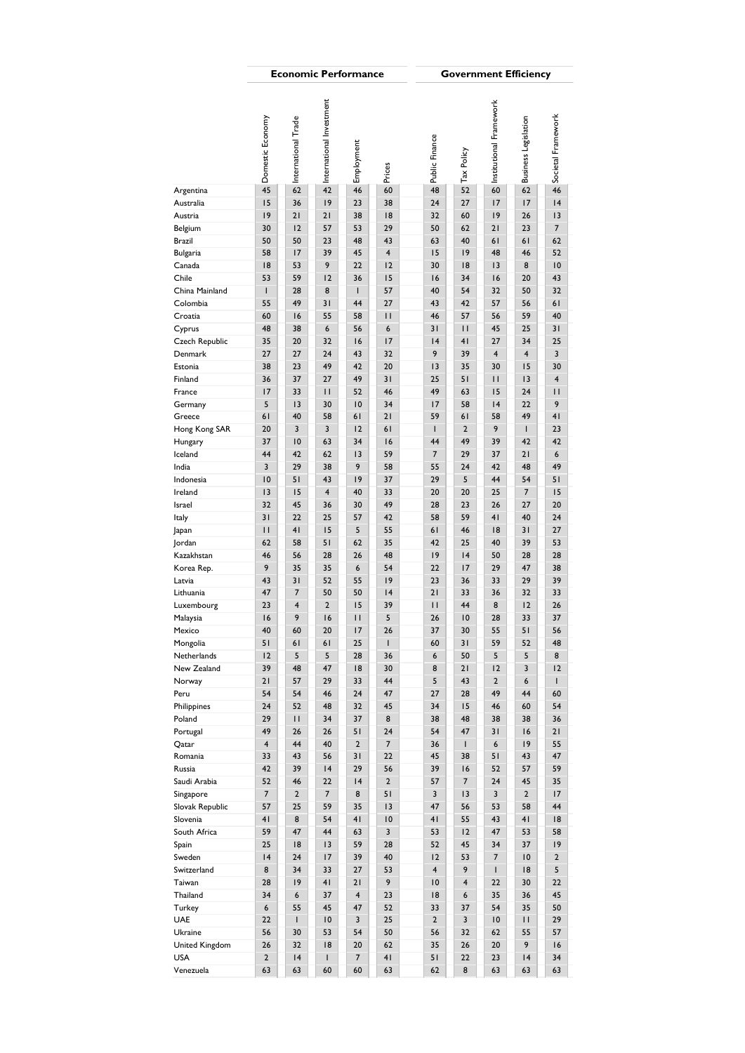| | Economic Performance | | | | | Government Efficiency | | | | |
|---|---|---|---|---|---|---|---|---|---|---|
| | Domestic Economy | International Trade | International Investment | Employment | Prices | Public Finance | Tax Policy | Institutional Framework | Business Legislation | Societal Framework |
| Argentina | 45 | 62 | 42 | 46 | 60 | 48 | 52 | 60 | 62 | 46 |
| Australia | 15 | 36 | 19 | 23 | 38 | 24 | 27 | 17 | 17 | 14 |
| Austria | 19 | 21 | 21 | 38 | 18 | 32 | 60 | 19 | 26 | 13 |
| Belgium | 30 | 12 | 57 | 53 | 29 | 50 | 62 | 21 | 23 | 7 |
| Brazil | 50 | 50 | 23 | 48 | 43 | 63 | 40 | 61 | 61 | 62 |
| Bulgaria | 58 | 17 | 39 | 45 | 4 | 15 | 19 | 48 | 46 | 52 |
| Canada | 18 | 53 | 9 | 22 | 12 | 30 | 18 | 13 | 8 | 10 |
| Chile | 53 | 59 | 12 | 36 | 15 | 16 | 34 | 16 | 20 | 43 |
| China Mainland | 1 | 28 | 8 | 1 | 57 | 40 | 54 | 32 | 50 | 32 |
| Colombia | 55 | 49 | 31 | 44 | 27 | 43 | 42 | 57 | 56 | 61 |
| Croatia | 60 | 16 | 55 | 58 | 11 | 46 | 57 | 56 | 59 | 40 |
| Cyprus | 48 | 38 | 6 | 56 | 6 | 31 | 11 | 45 | 25 | 31 |
| Czech Republic | 35 | 20 | 32 | 16 | 17 | 14 | 41 | 27 | 34 | 25 |
| Denmark | 27 | 27 | 24 | 43 | 32 | 9 | 39 | 4 | 4 | 3 |
| Estonia | 38 | 23 | 49 | 42 | 20 | 13 | 35 | 30 | 15 | 30 |
| Finland | 36 | 37 | 27 | 49 | 31 | 25 | 51 | 11 | 13 | 4 |
| France | 17 | 33 | 11 | 52 | 46 | 49 | 63 | 15 | 24 | 11 |
| Germany | 5 | 13 | 30 | 10 | 34 | 17 | 58 | 14 | 22 | 9 |
| Greece | 61 | 40 | 58 | 61 | 21 | 59 | 61 | 58 | 49 | 41 |
| Hong Kong SAR | 20 | 3 | 3 | 12 | 61 | 1 | 2 | 9 | 1 | 23 |
| Hungary | 37 | 10 | 63 | 34 | 16 | 44 | 49 | 39 | 42 | 42 |
| Iceland | 44 | 42 | 62 | 13 | 59 | 7 | 29 | 37 | 21 | 6 |
| India | 3 | 29 | 38 | 9 | 58 | 55 | 24 | 42 | 48 | 49 |
| Indonesia | 10 | 51 | 43 | 19 | 37 | 29 | 5 | 44 | 54 | 51 |
| Ireland | 13 | 15 | 4 | 40 | 33 | 20 | 20 | 25 | 7 | 15 |
| Israel | 32 | 45 | 36 | 30 | 49 | 28 | 23 | 26 | 27 | 20 |
| Italy | 31 | 22 | 25 | 57 | 42 | 58 | 59 | 41 | 40 | 24 |
| Japan | 11 | 41 | 15 | 5 | 55 | 61 | 46 | 18 | 31 | 27 |
| Jordan | 62 | 58 | 51 | 62 | 35 | 42 | 25 | 40 | 39 | 53 |
| Kazakhstan | 46 | 56 | 28 | 26 | 48 | 19 | 14 | 50 | 28 | 28 |
| Korea Rep. | 9 | 35 | 35 | 6 | 54 | 22 | 17 | 29 | 47 | 38 |
| Latvia | 43 | 31 | 52 | 55 | 19 | 23 | 36 | 33 | 29 | 39 |
| Lithuania | 47 | 7 | 50 | 50 | 14 | 21 | 33 | 36 | 32 | 33 |
| Luxembourg | 23 | 4 | 2 | 15 | 39 | 11 | 44 | 8 | 12 | 26 |
| Malaysia | 16 | 9 | 16 | 11 | 5 | 26 | 10 | 28 | 33 | 37 |
| Mexico | 40 | 60 | 20 | 17 | 26 | 37 | 30 | 55 | 51 | 56 |
| Mongolia | 51 | 61 | 61 | 25 | 1 | 60 | 31 | 59 | 52 | 48 |
| Netherlands | 12 | 5 | 5 | 28 | 36 | 6 | 50 | 5 | 5 | 8 |
| New Zealand | 39 | 48 | 47 | 18 | 30 | 8 | 21 | 12 | 3 | 12 |
| Norway | 21 | 57 | 29 | 33 | 44 | 5 | 43 | 2 | 6 | 1 |
| Peru | 54 | 54 | 46 | 24 | 47 | 27 | 28 | 49 | 44 | 60 |
| Philippines | 24 | 52 | 48 | 32 | 45 | 34 | 15 | 46 | 60 | 54 |
| Poland | 29 | 11 | 34 | 37 | 8 | 38 | 48 | 38 | 38 | 36 |
| Portugal | 49 | 26 | 26 | 51 | 24 | 54 | 47 | 31 | 16 | 21 |
| Qatar | 4 | 44 | 40 | 2 | 7 | 36 | 1 | 6 | 19 | 55 |
| Romania | 33 | 43 | 56 | 31 | 22 | 45 | 38 | 51 | 43 | 47 |
| Russia | 42 | 39 | 14 | 29 | 56 | 39 | 16 | 52 | 57 | 59 |
| Saudi Arabia | 52 | 46 | 22 | 14 | 2 | 57 | 7 | 24 | 45 | 35 |
| Singapore | 7 | 2 | 7 | 8 | 51 | 3 | 13 | 3 | 2 | 17 |
| Slovak Republic | 57 | 25 | 59 | 35 | 13 | 47 | 56 | 53 | 58 | 44 |
| Slovenia | 41 | 8 | 54 | 41 | 10 | 41 | 55 | 43 | 41 | 18 |
| South Africa | 59 | 47 | 44 | 63 | 3 | 53 | 12 | 47 | 53 | 58 |
| Spain | 25 | 18 | 13 | 59 | 28 | 52 | 45 | 34 | 37 | 19 |
| Sweden | 14 | 24 | 17 | 39 | 40 | 12 | 53 | 7 | 10 | 2 |
| Switzerland | 8 | 34 | 33 | 27 | 53 | 4 | 9 | 1 | 18 | 5 |
| Taiwan | 28 | 19 | 41 | 21 | 9 | 10 | 4 | 22 | 30 | 22 |
| Thailand | 34 | 6 | 37 | 4 | 23 | 18 | 6 | 35 | 36 | 45 |
| Turkey | 6 | 55 | 45 | 47 | 52 | 33 | 37 | 54 | 35 | 50 |
| UAE | 22 | 1 | 10 | 3 | 25 | 2 | 3 | 10 | 11 | 29 |
| Ukraine | 56 | 30 | 53 | 54 | 50 | 56 | 32 | 62 | 55 | 57 |
| United Kingdom | 26 | 32 | 18 | 20 | 62 | 35 | 26 | 20 | 9 | 16 |
| USA | 2 | 14 | 1 | 7 | 41 | 51 | 22 | 23 | 14 | 34 |
| Venezuela | 63 | 63 | 60 | 60 | 63 | 62 | 8 | 63 | 63 | 63 |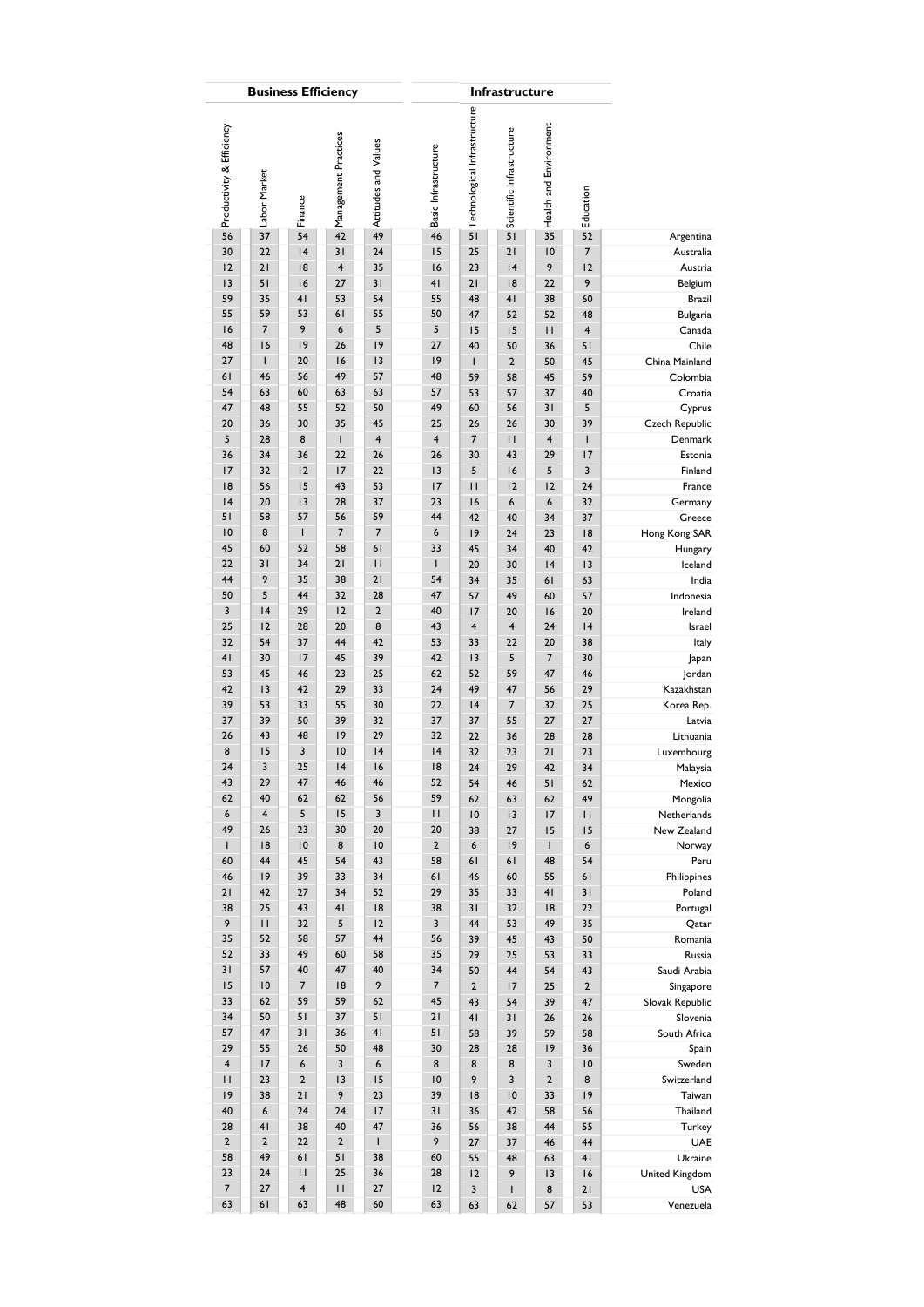| Business Efficiency | | | | | Infrastructure | | | | | |
|---|---|---|---|---|---|---|---|---|---|---|
| Productivity & Efficiency | Labor Market | Finance | Management Practices | Attitudes and Values | Basic Infrastructure | Technological Infrastructure | Scientific Infrastructure | Health and Environment | Education | |
| 56 | 37 | 54 | 42 | 49 | 46 | 51 | 51 | 35 | 52 | Argentina |
| 30 | 22 | 14 | 31 | 24 | 15 | 25 | 21 | 10 | 7 | Australia |
| 12 | 21 | 18 | 4 | 35 | 16 | 23 | 14 | 9 | 12 | Austria |
| 13 | 51 | 16 | 27 | 31 | 41 | 21 | 18 | 22 | 9 | Belgium |
| 59 | 35 | 41 | 53 | 54 | 55 | 48 | 41 | 38 | 60 | Brazil |
| 55 | 59 | 53 | 61 | 55 | 50 | 47 | 52 | 52 | 48 | Bulgaria |
| 16 | 7 | 9 | 6 | 5 | 5 | 15 | 15 | 11 | 4 | Canada |
| 48 | 16 | 19 | 26 | 19 | 27 | 40 | 50 | 36 | 51 | Chile |
| 27 | 1 | 20 | 16 | 13 | 19 | 1 | 2 | 50 | 45 | China Mainland |
| 61 | 46 | 56 | 49 | 57 | 48 | 59 | 58 | 45 | 59 | Colombia |
| 54 | 63 | 60 | 63 | 63 | 57 | 53 | 57 | 37 | 40 | Croatia |
| 47 | 48 | 55 | 52 | 50 | 49 | 60 | 56 | 31 | 5 | Cyprus |
| 20 | 36 | 30 | 35 | 45 | 25 | 26 | 26 | 30 | 39 | Czech Republic |
| 5 | 28 | 8 | 1 | 4 | 4 | 7 | 11 | 4 | 1 | Denmark |
| 36 | 34 | 36 | 22 | 26 | 26 | 30 | 43 | 29 | 17 | Estonia |
| 17 | 32 | 12 | 17 | 22 | 13 | 5 | 16 | 5 | 3 | Finland |
| 18 | 56 | 15 | 43 | 53 | 17 | 11 | 12 | 12 | 24 | France |
| 14 | 20 | 13 | 28 | 37 | 23 | 16 | 6 | 6 | 32 | Germany |
| 51 | 58 | 57 | 56 | 59 | 44 | 42 | 40 | 34 | 37 | Greece |
| 10 | 8 | 1 | 7 | 7 | 6 | 19 | 24 | 23 | 18 | Hong Kong SAR |
| 45 | 60 | 52 | 58 | 61 | 33 | 45 | 34 | 40 | 42 | Hungary |
| 22 | 31 | 34 | 21 | 11 | 1 | 20 | 30 | 14 | 13 | Iceland |
| 44 | 9 | 35 | 38 | 21 | 54 | 34 | 35 | 61 | 63 | India |
| 50 | 5 | 44 | 32 | 28 | 47 | 57 | 49 | 60 | 57 | Indonesia |
| 3 | 14 | 29 | 12 | 2 | 40 | 17 | 20 | 16 | 20 | Ireland |
| 25 | 12 | 28 | 20 | 8 | 43 | 4 | 4 | 24 | 14 | Israel |
| 32 | 54 | 37 | 44 | 42 | 53 | 33 | 22 | 20 | 38 | Italy |
| 41 | 30 | 17 | 45 | 39 | 42 | 13 | 5 | 7 | 30 | Japan |
| 53 | 45 | 46 | 23 | 25 | 62 | 52 | 59 | 47 | 46 | Jordan |
| 42 | 13 | 42 | 29 | 33 | 24 | 49 | 47 | 56 | 29 | Kazakhstan |
| 39 | 53 | 33 | 55 | 30 | 22 | 14 | 7 | 32 | 25 | Korea Rep. |
| 37 | 39 | 50 | 39 | 32 | 37 | 37 | 55 | 27 | 27 | Latvia |
| 26 | 43 | 48 | 19 | 29 | 32 | 22 | 36 | 28 | 28 | Lithuania |
| 8 | 15 | 3 | 10 | 14 | 14 | 32 | 23 | 21 | 23 | Luxembourg |
| 24 | 3 | 25 | 14 | 16 | 18 | 24 | 29 | 42 | 34 | Malaysia |
| 43 | 29 | 47 | 46 | 46 | 52 | 54 | 46 | 51 | 62 | Mexico |
| 62 | 40 | 62 | 62 | 56 | 59 | 62 | 63 | 62 | 49 | Mongolia |
| 6 | 4 | 5 | 15 | 3 | 11 | 10 | 13 | 17 | 11 | Netherlands |
| 49 | 26 | 23 | 30 | 20 | 20 | 38 | 27 | 15 | 15 | New Zealand |
| 1 | 18 | 10 | 8 | 10 | 2 | 6 | 19 | 1 | 6 | Norway |
| 60 | 44 | 45 | 54 | 43 | 58 | 61 | 61 | 48 | 54 | Peru |
| 46 | 19 | 39 | 33 | 34 | 61 | 46 | 60 | 55 | 61 | Philippines |
| 21 | 42 | 27 | 34 | 52 | 29 | 35 | 33 | 41 | 31 | Poland |
| 38 | 25 | 43 | 41 | 18 | 38 | 31 | 32 | 18 | 22 | Portugal |
| 9 | 11 | 32 | 5 | 12 | 3 | 44 | 53 | 49 | 35 | Qatar |
| 35 | 52 | 58 | 57 | 44 | 56 | 39 | 45 | 43 | 50 | Romania |
| 52 | 33 | 49 | 60 | 58 | 35 | 29 | 25 | 53 | 33 | Russia |
| 31 | 57 | 40 | 47 | 40 | 34 | 50 | 44 | 54 | 43 | Saudi Arabia |
| 15 | 10 | 7 | 18 | 9 | 7 | 2 | 17 | 25 | 2 | Singapore |
| 33 | 62 | 59 | 59 | 62 | 45 | 43 | 54 | 39 | 47 | Slovak Republic |
| 34 | 50 | 51 | 37 | 51 | 21 | 41 | 31 | 26 | 26 | Slovenia |
| 57 | 47 | 31 | 36 | 41 | 51 | 58 | 39 | 59 | 58 | South Africa |
| 29 | 55 | 26 | 50 | 48 | 30 | 28 | 28 | 19 | 36 | Spain |
| 4 | 17 | 6 | 3 | 6 | 8 | 8 | 8 | 3 | 10 | Sweden |
| 11 | 23 | 2 | 13 | 15 | 10 | 9 | 3 | 2 | 8 | Switzerland |
| 19 | 38 | 21 | 9 | 23 | 39 | 18 | 10 | 33 | 19 | Taiwan |
| 40 | 6 | 24 | 24 | 17 | 31 | 36 | 42 | 58 | 56 | Thailand |
| 28 | 41 | 38 | 40 | 47 | 36 | 56 | 38 | 44 | 55 | Turkey |
| 2 | 2 | 22 | 2 | 1 | 9 | 27 | 37 | 46 | 44 | UAE |
| 58 | 49 | 61 | 51 | 38 | 60 | 55 | 48 | 63 | 41 | Ukraine |
| 23 | 24 | 11 | 25 | 36 | 28 | 12 | 9 | 13 | 16 | United Kingdom |
| 7 | 27 | 4 | 11 | 27 | 12 | 3 | 1 | 8 | 21 | USA |
| 63 | 61 | 63 | 48 | 60 | 63 | 63 | 62 | 57 | 53 | Venezuela |